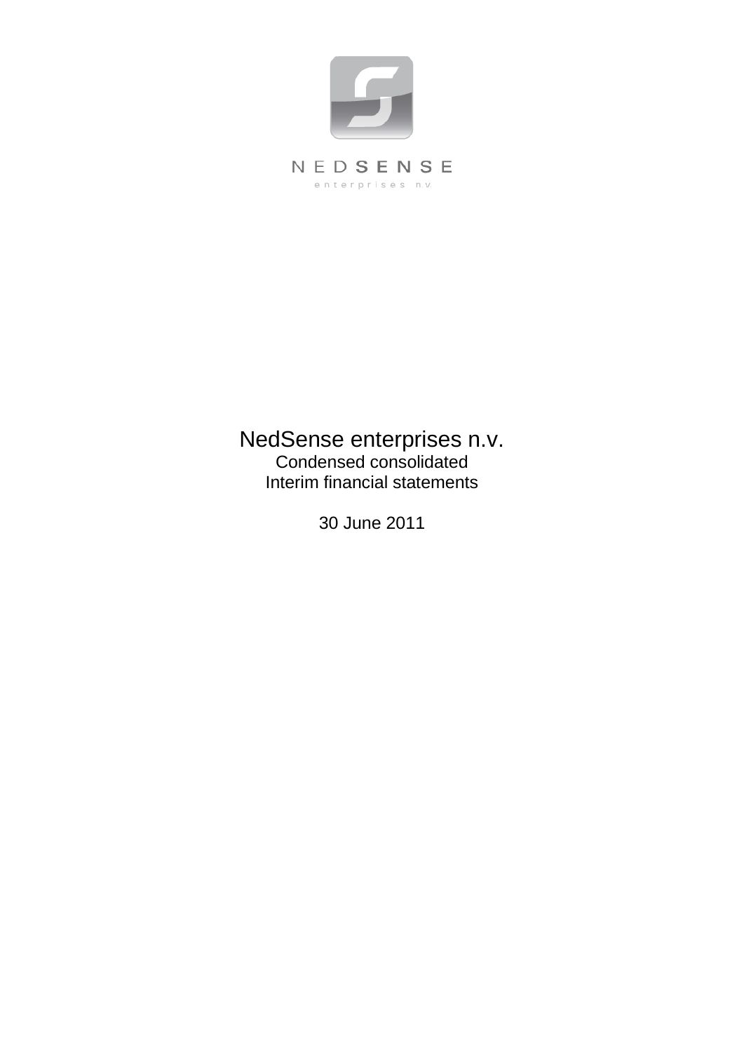NEDSENSE

enterprises n.v.

# NedSense enterprises n.v.

Condensed consolidated

Interim financial statements

30 June 2011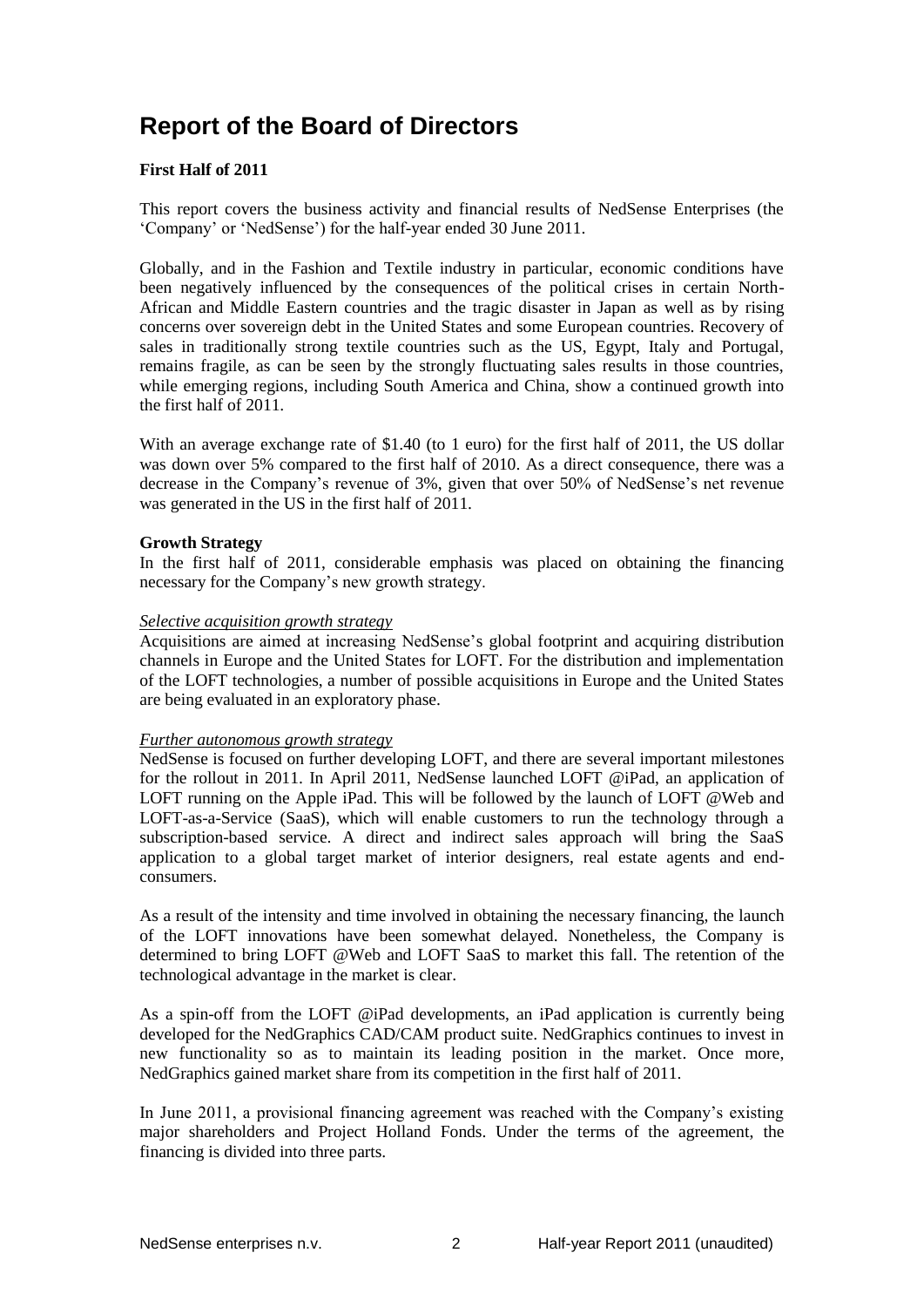# Report of the Board of Directors

**First Half of 2011**

This report covers the business activity and financial results of NedSense Enterprises (the 'Company' or 'NedSense') for the half-year ended 30 June 2011.

Globally, and in the Fashion and Textile industry in particular, economic conditions have been negatively influenced by the consequences of the political crises in certain North-African and Middle Eastern countries and the tragic disaster in Japan as well as by rising concerns over sovereign debt in the United States and some European countries. Recovery of sales in traditionally strong textile countries such as the US, Egypt, Italy and Portugal, remains fragile, as can be seen by the strongly fluctuating sales results in those countries, while emerging regions, including South America and China, show a continued growth into the first half of 2011.

With an average exchange rate of $1.40 (to 1 euro) for the first half of 2011, the US dollar was down over 5% compared to the first half of 2010. As a direct consequence, there was a decrease in the Company's revenue of 3%, given that over 50% of NedSense's net revenue was generated in the US in the first half of 2011.

**Growth Strategy**

In the first half of 2011, considerable emphasis was placed on obtaining the financing necessary for the Company's new growth strategy.

*Selective acquisition growth strategy*

Acquisitions are aimed at increasing NedSense's global footprint and acquiring distribution channels in Europe and the United States for LOFT. For the distribution and implementation of the LOFT technologies, a number of possible acquisitions in Europe and the United States are being evaluated in an exploratory phase.

*Further autonomous growth strategy*

NedSense is focused on further developing LOFT, and there are several important milestones for the rollout in 2011. In April 2011, NedSense launched LOFT @iPad, an application of LOFT running on the Apple iPad. This will be followed by the launch of LOFT @Web and LOFT-as-a-Service (SaaS), which will enable customers to run the technology through a subscription-based service. A direct and indirect sales approach will bring the SaaS application to a global target market of interior designers, real estate agents and end-consumers.

As a result of the intensity and time involved in obtaining the necessary financing, the launch of the LOFT innovations have been somewhat delayed. Nonetheless, the Company is determined to bring LOFT @Web and LOFT SaaS to market this fall. The retention of the technological advantage in the market is clear.

As a spin-off from the LOFT @iPad developments, an iPad application is currently being developed for the NedGraphics CAD/CAM product suite. NedGraphics continues to invest in new functionality so as to maintain its leading position in the market. Once more, NedGraphics gained market share from its competition in the first half of 2011.

In June 2011, a provisional financing agreement was reached with the Company's existing major shareholders and Project Holland Fonds. Under the terms of the agreement, the financing is divided into three parts.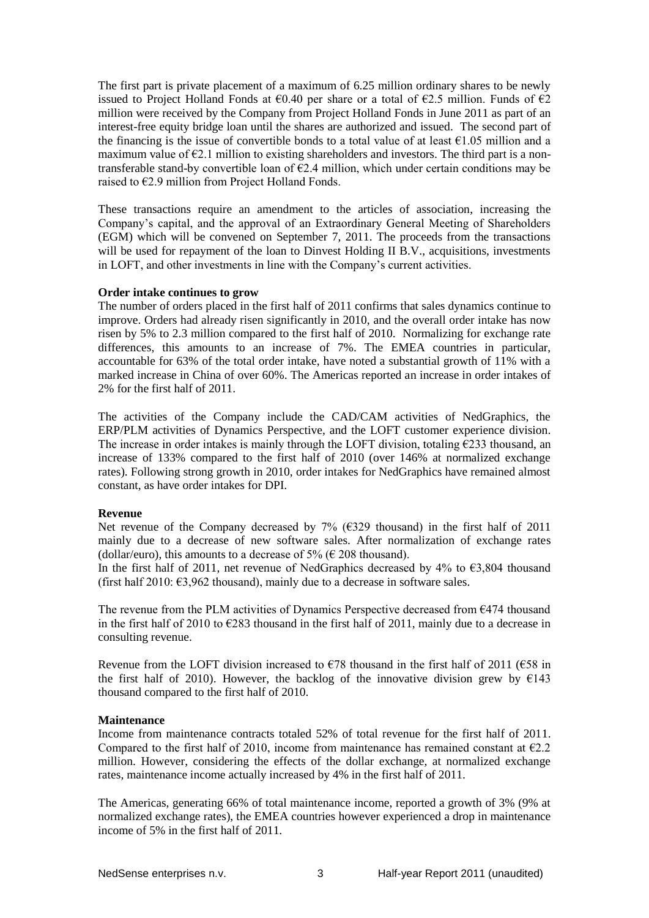The first part is private placement of a maximum of 6.25 million ordinary shares to be newly issued to Project Holland Fonds at €0.40 per share or a total of €2.5 million. Funds of €2 million were received by the Company from Project Holland Fonds in June 2011 as part of an interest-free equity bridge loan until the shares are authorized and issued. The second part of the financing is the issue of convertible bonds to a total value of at least €1.05 million and a maximum value of €2.1 million to existing shareholders and investors. The third part is a non-transferable stand-by convertible loan of €2.4 million, which under certain conditions may be raised to €2.9 million from Project Holland Fonds.

These transactions require an amendment to the articles of association, increasing the Company's capital, and the approval of an Extraordinary General Meeting of Shareholders (EGM) which will be convened on September 7, 2011. The proceeds from the transactions will be used for repayment of the loan to Dinvest Holding II B.V., acquisitions, investments in LOFT, and other investments in line with the Company's current activities.

**Order intake continues to grow**

The number of orders placed in the first half of 2011 confirms that sales dynamics continue to improve. Orders had already risen significantly in 2010, and the overall order intake has now risen by 5% to 2.3 million compared to the first half of 2010. Normalizing for exchange rate differences, this amounts to an increase of 7%. The EMEA countries in particular, accountable for 63% of the total order intake, have noted a substantial growth of 11% with a marked increase in China of over 60%. The Americas reported an increase in order intakes of 2% for the first half of 2011.

The activities of the Company include the CAD/CAM activities of NedGraphics, the ERP/PLM activities of Dynamics Perspective, and the LOFT customer experience division. The increase in order intakes is mainly through the LOFT division, totaling €233 thousand, an increase of 133% compared to the first half of 2010 (over 146% at normalized exchange rates). Following strong growth in 2010, order intakes for NedGraphics have remained almost constant, as have order intakes for DPI.

**Revenue**

Net revenue of the Company decreased by 7% (€329 thousand) in the first half of 2011 mainly due to a decrease of new software sales. After normalization of exchange rates (dollar/euro), this amounts to a decrease of 5% (€ 208 thousand).

In the first half of 2011, net revenue of NedGraphics decreased by 4% to €3,804 thousand (first half 2010: €3,962 thousand), mainly due to a decrease in software sales.

The revenue from the PLM activities of Dynamics Perspective decreased from €474 thousand in the first half of 2010 to €283 thousand in the first half of 2011, mainly due to a decrease in consulting revenue.

Revenue from the LOFT division increased to €78 thousand in the first half of 2011 (€58 in the first half of 2010). However, the backlog of the innovative division grew by €143 thousand compared to the first half of 2010.

**Maintenance**

Income from maintenance contracts totaled 52% of total revenue for the first half of 2011. Compared to the first half of 2010, income from maintenance has remained constant at €2.2 million. However, considering the effects of the dollar exchange, at normalized exchange rates, maintenance income actually increased by 4% in the first half of 2011.

The Americas, generating 66% of total maintenance income, reported a growth of 3% (9% at normalized exchange rates), the EMEA countries however experienced a drop in maintenance income of 5% in the first half of 2011.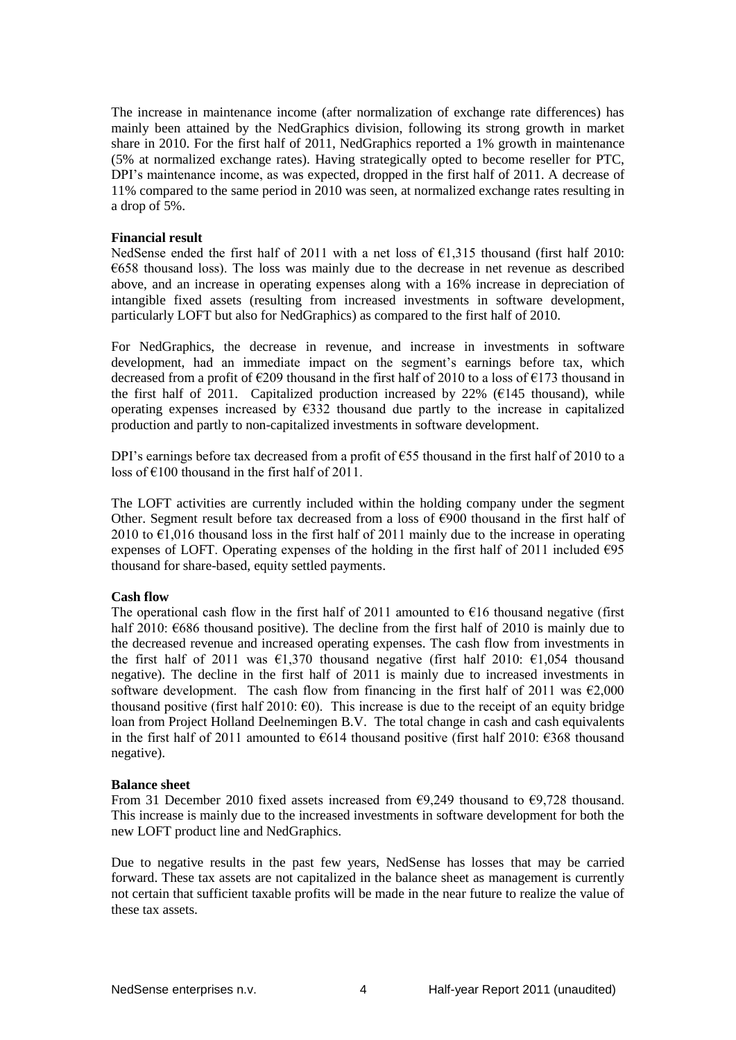The increase in maintenance income (after normalization of exchange rate differences) has mainly been attained by the NedGraphics division, following its strong growth in market share in 2010. For the first half of 2011, NedGraphics reported a 1% growth in maintenance (5% at normalized exchange rates). Having strategically opted to become reseller for PTC, DPI's maintenance income, as was expected, dropped in the first half of 2011. A decrease of 11% compared to the same period in 2010 was seen, at normalized exchange rates resulting in a drop of 5%.

**Financial result**

NedSense ended the first half of 2011 with a net loss of €1,315 thousand (first half 2010: €658 thousand loss). The loss was mainly due to the decrease in net revenue as described above, and an increase in operating expenses along with a 16% increase in depreciation of intangible fixed assets (resulting from increased investments in software development, particularly LOFT but also for NedGraphics) as compared to the first half of 2010.

For NedGraphics, the decrease in revenue, and increase in investments in software development, had an immediate impact on the segment's earnings before tax, which decreased from a profit of €209 thousand in the first half of 2010 to a loss of €173 thousand in the first half of 2011. Capitalized production increased by 22% (€145 thousand), while operating expenses increased by €332 thousand due partly to the increase in capitalized production and partly to non-capitalized investments in software development.

DPI's earnings before tax decreased from a profit of €55 thousand in the first half of 2010 to a loss of €100 thousand in the first half of 2011.

The LOFT activities are currently included within the holding company under the segment Other. Segment result before tax decreased from a loss of €900 thousand in the first half of 2010 to €1,016 thousand loss in the first half of 2011 mainly due to the increase in operating expenses of LOFT. Operating expenses of the holding in the first half of 2011 included €95 thousand for share-based, equity settled payments.

**Cash flow**

The operational cash flow in the first half of 2011 amounted to €16 thousand negative (first half 2010: €686 thousand positive). The decline from the first half of 2010 is mainly due to the decreased revenue and increased operating expenses. The cash flow from investments in the first half of 2011 was €1,370 thousand negative (first half 2010: €1,054 thousand negative). The decline in the first half of 2011 is mainly due to increased investments in software development. The cash flow from financing in the first half of 2011 was €2,000 thousand positive (first half 2010: €0). This increase is due to the receipt of an equity bridge loan from Project Holland Deelnemingen B.V. The total change in cash and cash equivalents in the first half of 2011 amounted to €614 thousand positive (first half 2010: €368 thousand negative).

**Balance sheet**

From 31 December 2010 fixed assets increased from €9,249 thousand to €9,728 thousand. This increase is mainly due to the increased investments in software development for both the new LOFT product line and NedGraphics.

Due to negative results in the past few years, NedSense has losses that may be carried forward. These tax assets are not capitalized in the balance sheet as management is currently not certain that sufficient taxable profits will be made in the near future to realize the value of these tax assets.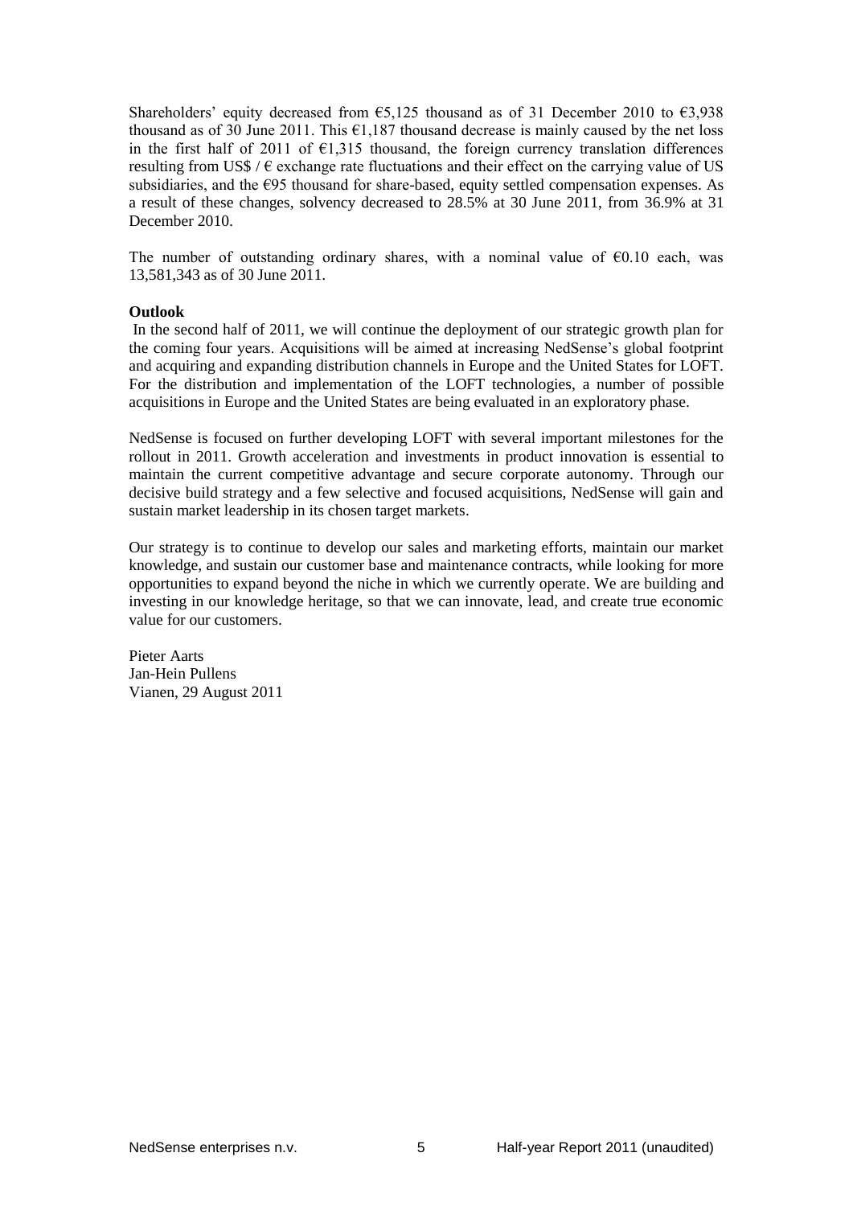Shareholders' equity decreased from €5,125 thousand as of 31 December 2010 to €3,938 thousand as of 30 June 2011. This €1,187 thousand decrease is mainly caused by the net loss in the first half of 2011 of €1,315 thousand, the foreign currency translation differences resulting from US$ / € exchange rate fluctuations and their effect on the carrying value of US subsidiaries, and the €95 thousand for share-based, equity settled compensation expenses. As a result of these changes, solvency decreased to 28.5% at 30 June 2011, from 36.9% at 31 December 2010.

The number of outstanding ordinary shares, with a nominal value of €0.10 each, was 13,581,343 as of 30 June 2011.

**Outlook**

In the second half of 2011, we will continue the deployment of our strategic growth plan for the coming four years. Acquisitions will be aimed at increasing NedSense's global footprint and acquiring and expanding distribution channels in Europe and the United States for LOFT. For the distribution and implementation of the LOFT technologies, a number of possible acquisitions in Europe and the United States are being evaluated in an exploratory phase.

NedSense is focused on further developing LOFT with several important milestones for the rollout in 2011. Growth acceleration and investments in product innovation is essential to maintain the current competitive advantage and secure corporate autonomy. Through our decisive build strategy and a few selective and focused acquisitions, NedSense will gain and sustain market leadership in its chosen target markets.

Our strategy is to continue to develop our sales and marketing efforts, maintain our market knowledge, and sustain our customer base and maintenance contracts, while looking for more opportunities to expand beyond the niche in which we currently operate. We are building and investing in our knowledge heritage, so that we can innovate, lead, and create true economic value for our customers.

Pieter Aarts
Jan-Hein Pullens
Vianen, 29 August 2011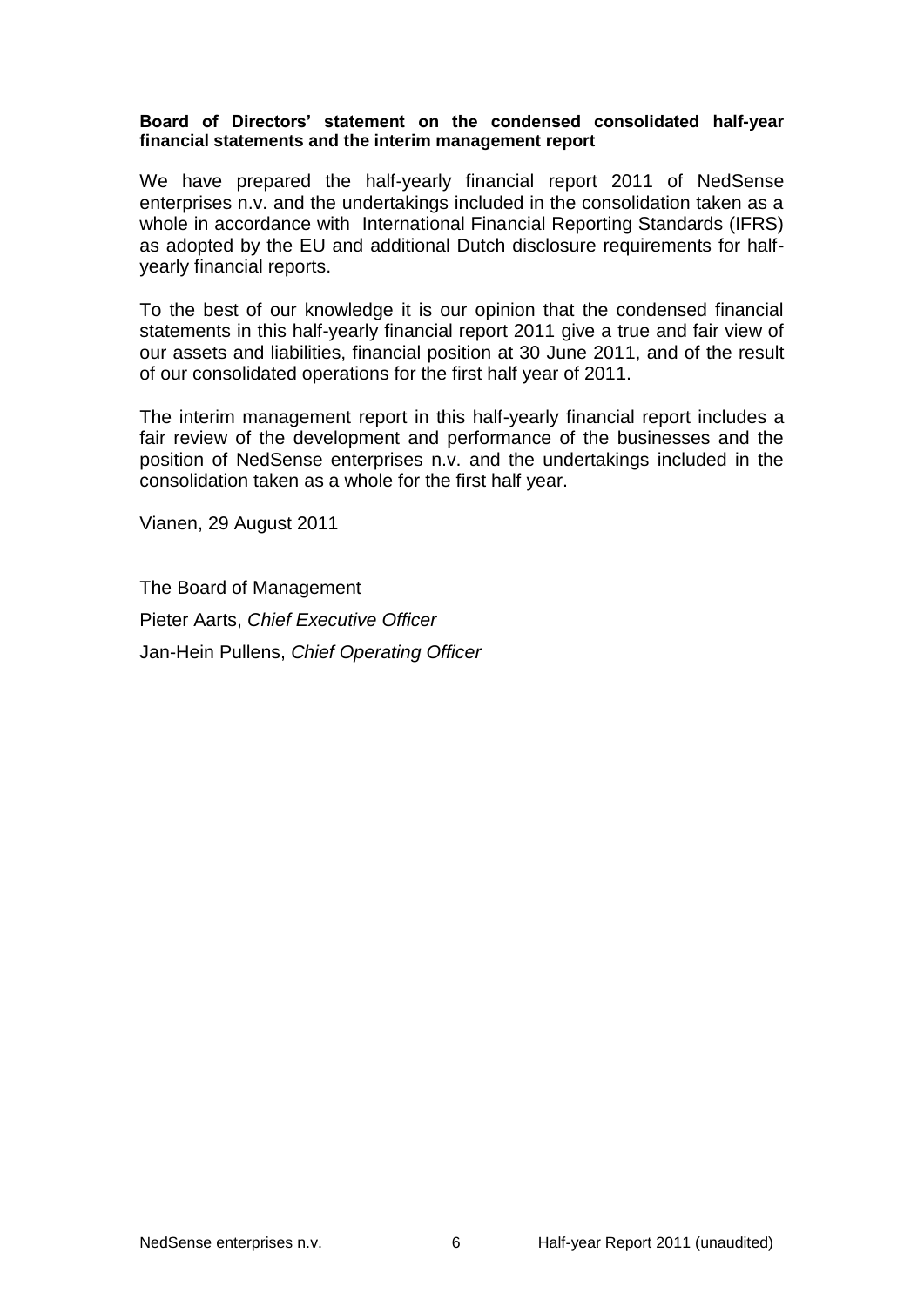**Board of Directors' statement on the condensed consolidated half-year financial statements and the interim management report**

We have prepared the half-yearly financial report 2011 of NedSense enterprises n.v. and the undertakings included in the consolidation taken as a whole in accordance with International Financial Reporting Standards (IFRS) as adopted by the EU and additional Dutch disclosure requirements for half-yearly financial reports.

To the best of our knowledge it is our opinion that the condensed financial statements in this half-yearly financial report 2011 give a true and fair view of our assets and liabilities, financial position at 30 June 2011, and of the result of our consolidated operations for the first half year of 2011.

The interim management report in this half-yearly financial report includes a fair review of the development and performance of the businesses and the position of NedSense enterprises n.v. and the undertakings included in the consolidation taken as a whole for the first half year.

Vianen, 29 August 2011

The Board of Management

Pieter Aarts, *Chief Executive Officer*

Jan-Hein Pullens, *Chief Operating Officer*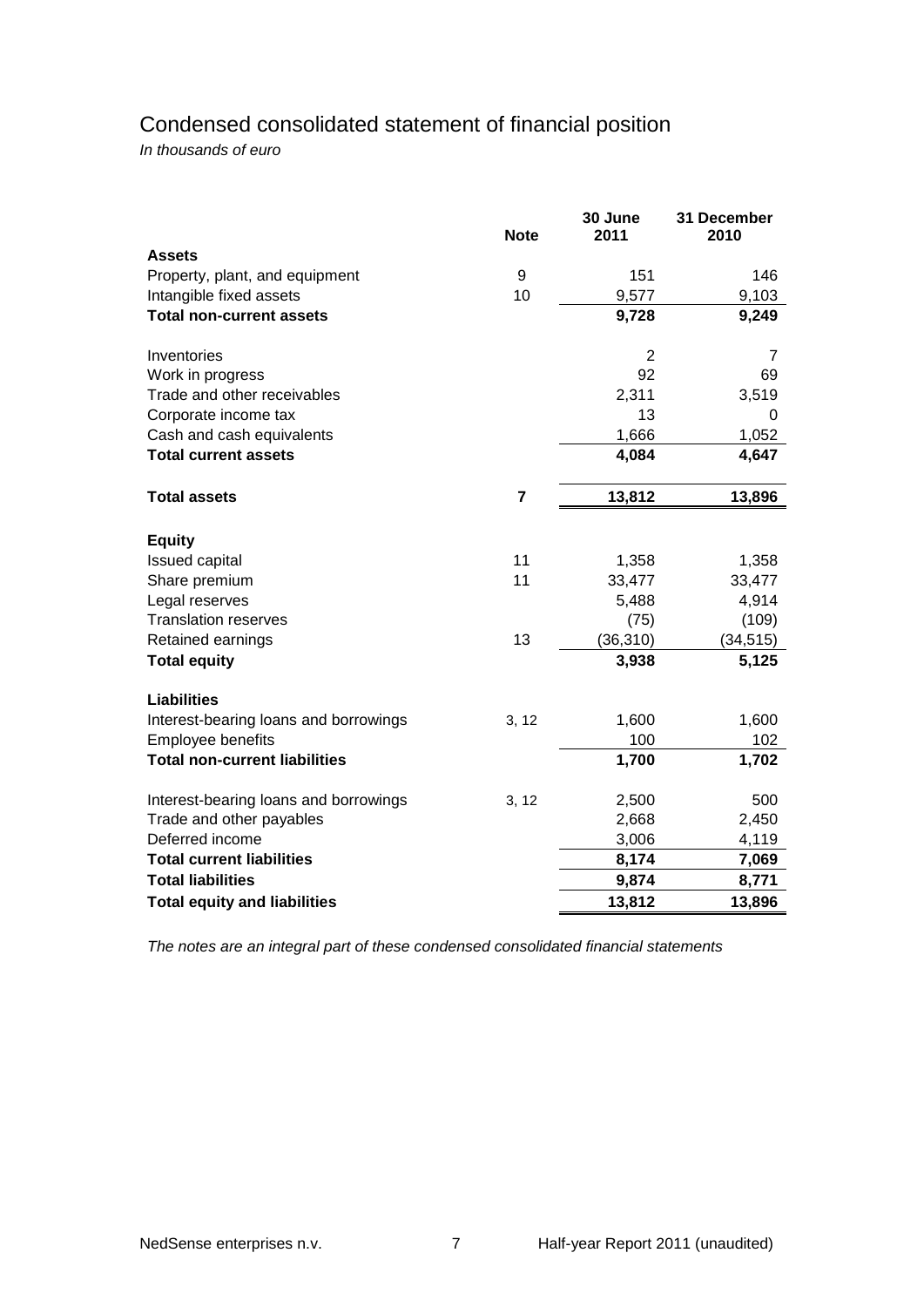# Condensed consolidated statement of financial position

*In thousands of euro*

| | Note | 30 June 2011 | 31 December 2010 |
|---|---|---|---|
| **Assets** | | | |
| Property, plant, and equipment | 9 | 151 | 146 |
| Intangible fixed assets | 10 | 9,577 | 9,103 |
| **Total non-current assets** | | **9,728** | **9,249** |
| | | | |
| Inventories | | 2 | 7 |
| Work in progress | | 92 | 69 |
| Trade and other receivables | | 2,311 | 3,519 |
| Corporate income tax | | 13 | 0 |
| Cash and cash equivalents | | 1,666 | 1,052 |
| **Total current assets** | | **4,084** | **4,647** |
| | | | |
| **Total assets** | **7** | **13,812** | **13,896** |
| | | | |
| **Equity** | | | |
| Issued capital | 11 | 1,358 | 1,358 |
| Share premium | 11 | 33,477 | 33,477 |
| Legal reserves | | 5,488 | 4,914 |
| Translation reserves | | (75) | (109) |
| Retained earnings | 13 | (36,310) | (34,515) |
| **Total equity** | | **3,938** | **5,125** |
| | | | |
| **Liabilities** | | | |
| Interest-bearing loans and borrowings | 3, 12 | 1,600 | 1,600 |
| Employee benefits | | 100 | 102 |
| **Total non-current liabilities** | | **1,700** | **1,702** |
| | | | |
| Interest-bearing loans and borrowings | 3, 12 | 2,500 | 500 |
| Trade and other payables | | 2,668 | 2,450 |
| Deferred income | | 3,006 | 4,119 |
| **Total current liabilities** | | **8,174** | **7,069** |
| **Total liabilities** | | **9,874** | **8,771** |
| **Total equity and liabilities** | | **13,812** | **13,896** |

*The notes are an integral part of these condensed consolidated financial statements*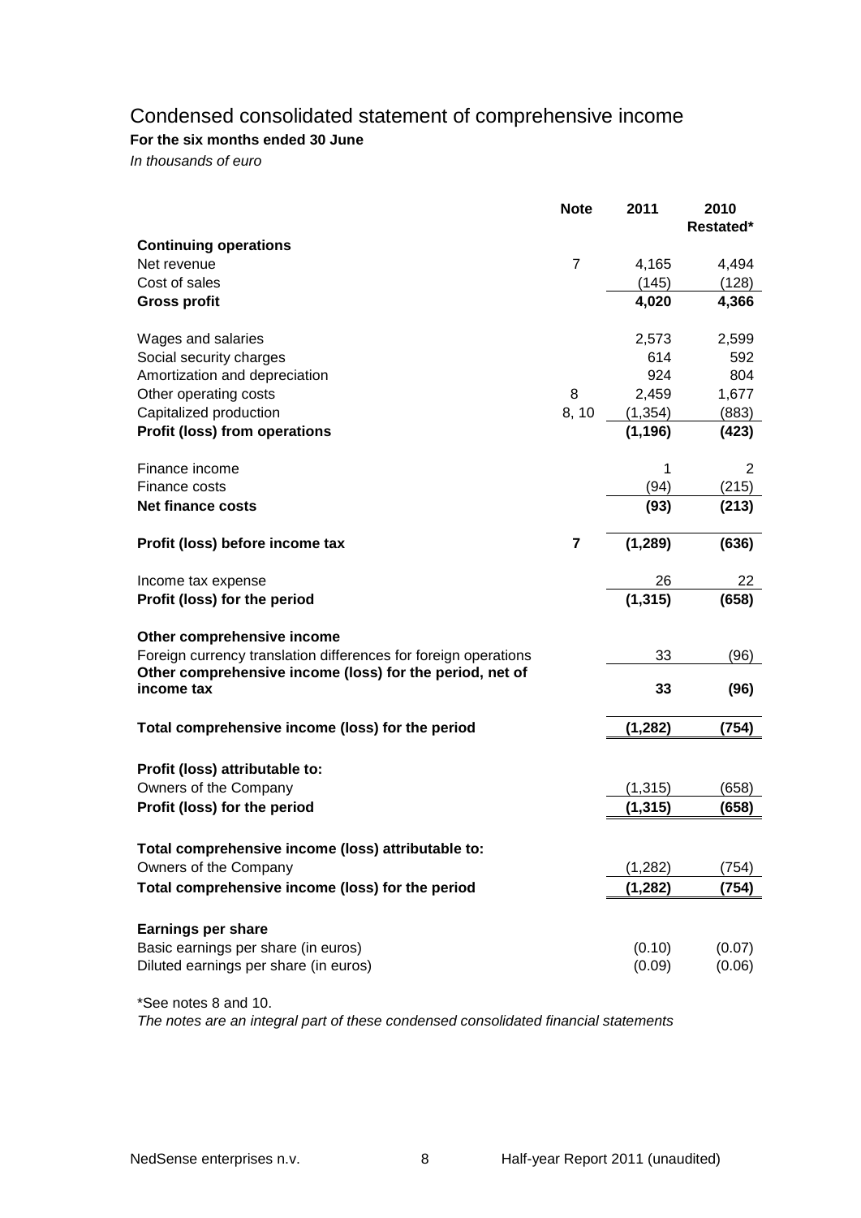# Condensed consolidated statement of comprehensive income

**For the six months ended 30 June**

*In thousands of euro*

| | Note | 2011 | 2010 Restated* |
|---|---|---|---|
| **Continuing operations** | | | |
| Net revenue | 7 | 4,165 | 4,494 |
| Cost of sales | | (145) | (128) |
| **Gross profit** | | **4,020** | **4,366** |
| | | | |
| Wages and salaries | | 2,573 | 2,599 |
| Social security charges | | 614 | 592 |
| Amortization and depreciation | | 924 | 804 |
| Other operating costs | 8 | 2,459 | 1,677 |
| Capitalized production | 8, 10 | (1,354) | (883) |
| **Profit (loss) from operations** | | **(1,196)** | **(423)** |
| | | | |
| Finance income | | 1 | 2 |
| Finance costs | | (94) | (215) |
| **Net finance costs** | | **(93)** | **(213)** |
| | | | |
| **Profit (loss) before income tax** | **7** | **(1,289)** | **(636)** |
| | | | |
| Income tax expense | | 26 | 22 |
| **Profit (loss) for the period** | | **(1,315)** | **(658)** |
| | | | |
| **Other comprehensive income** | | | |
| Foreign currency translation differences for foreign operations | | 33 | (96) |
| **Other comprehensive income (loss) for the period, net of income tax** | | **33** | **(96)** |
| | | | |
| **Total comprehensive income (loss) for the period** | | **(1,282)** | **(754)** |
| | | | |
| **Profit (loss) attributable to:** | | | |
| Owners of the Company | | (1,315) | (658) |
| **Profit (loss) for the period** | | **(1,315)** | **(658)** |
| | | | |
| **Total comprehensive income (loss) attributable to:** | | | |
| Owners of the Company | | (1,282) | (754) |
| **Total comprehensive income (loss) for the period** | | **(1,282)** | **(754)** |
| | | | |
| **Earnings per share** | | | |
| Basic earnings per share (in euros) | | (0.10) | (0.07) |
| Diluted earnings per share (in euros) | | (0.09) | (0.06) |

*See notes 8 and 10.

*The notes are an integral part of these condensed consolidated financial statements*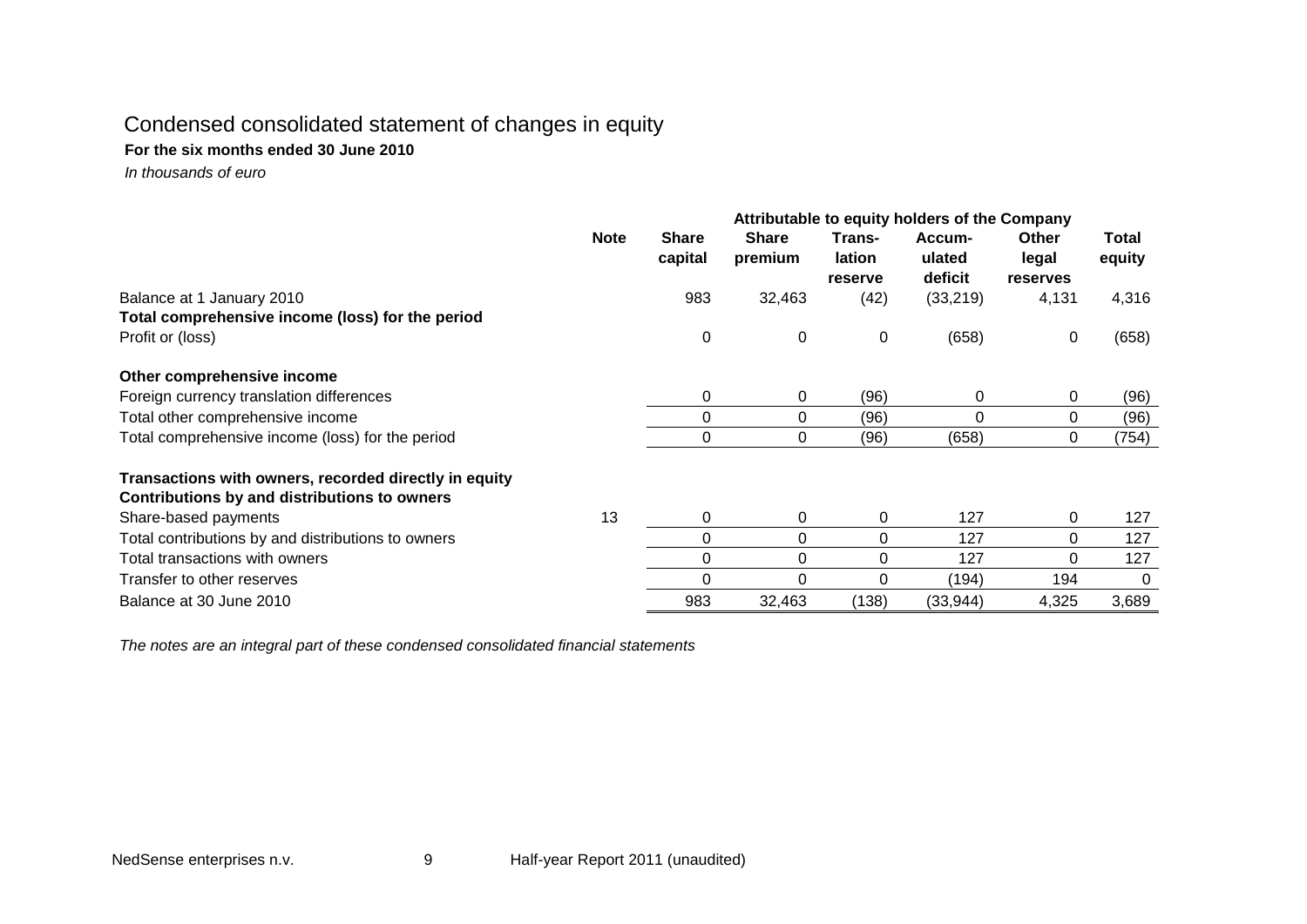# Condensed consolidated statement of changes in equity

**For the six months ended 30 June 2010**

*In thousands of euro*

| | Note | Attributable to equity holders of the Company | | | | | |
|---|---|---|---|---|---|---|---|
| | | **Share capital** | **Share premium** | **Translation reserve** | **Accumulated deficit** | **Other legal reserves** | **Total equity** |
| Balance at 1 January 2010 | | 983 | 32,463 | (42) | (33,219) | 4,131 | 4,316 |
| **Total comprehensive income (loss) for the period** | | | | | | | |
| Profit or (loss) | | 0 | 0 | 0 | (658) | 0 | (658) |
| **Other comprehensive income** | | | | | | | |
| Foreign currency translation differences | | 0 | 0 | (96) | 0 | 0 | (96) |
| Total other comprehensive income | | 0 | 0 | (96) | 0 | 0 | (96) |
| Total comprehensive income (loss) for the period | | 0 | 0 | (96) | (658) | 0 | (754) |
| **Transactions with owners, recorded directly in equity** | | | | | | | |
| **Contributions by and distributions to owners** | | | | | | | |
| Share-based payments | 13 | 0 | 0 | 0 | 127 | 0 | 127 |
| Total contributions by and distributions to owners | | 0 | 0 | 0 | 127 | 0 | 127 |
| Total transactions with owners | | 0 | 0 | 0 | 127 | 0 | 127 |
| Transfer to other reserves | | 0 | 0 | 0 | (194) | 194 | 0 |
| Balance at 30 June 2010 | | 983 | 32,463 | (138) | (33,944) | 4,325 | 3,689 |

*The notes are an integral part of these condensed consolidated financial statements*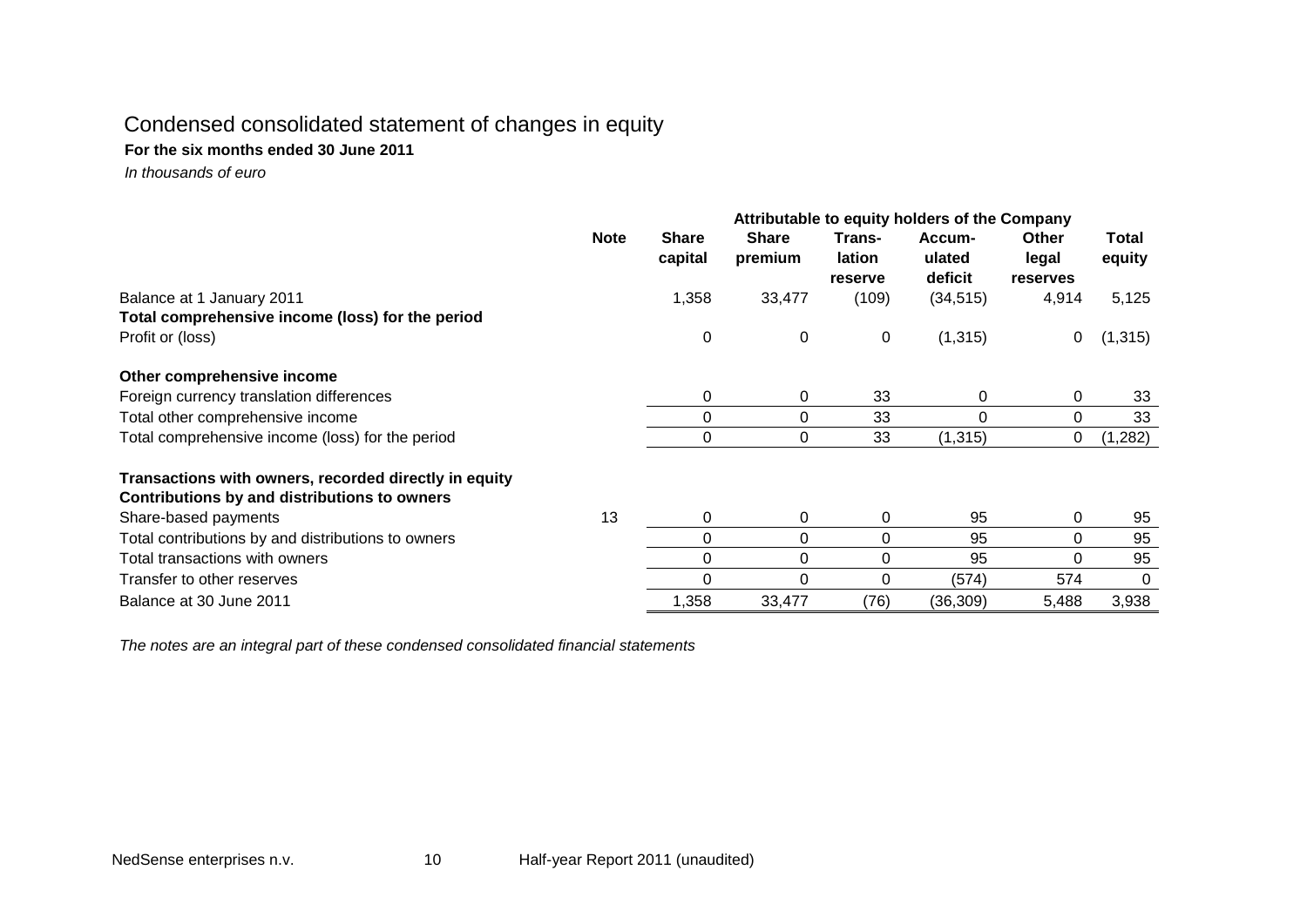# Condensed consolidated statement of changes in equity

**For the six months ended 30 June 2011**

*In thousands of euro*

| | Note | Attributable to equity holders of the Company | | | | | |
|---|---|---|---|---|---|---|---|
| | | **Share capital** | **Share premium** | **Translation reserve** | **Accumulated deficit** | **Other legal reserves** | **Total equity** |
| Balance at 1 January 2011 | | 1,358 | 33,477 | (109) | (34,515) | 4,914 | 5,125 |
| **Total comprehensive income (loss) for the period** | | | | | | | |
| Profit or (loss) | | 0 | 0 | 0 | (1,315) | 0 | (1,315) |
| **Other comprehensive income** | | | | | | | |
| Foreign currency translation differences | | 0 | 0 | 33 | 0 | 0 | 33 |
| Total other comprehensive income | | 0 | 0 | 33 | 0 | 0 | 33 |
| Total comprehensive income (loss) for the period | | 0 | 0 | 33 | (1,315) | 0 | (1,282) |
| **Transactions with owners, recorded directly in equity** | | | | | | | |
| **Contributions by and distributions to owners** | | | | | | | |
| Share-based payments | 13 | 0 | 0 | 0 | 95 | 0 | 95 |
| Total contributions by and distributions to owners | | 0 | 0 | 0 | 95 | 0 | 95 |
| Total transactions with owners | | 0 | 0 | 0 | 95 | 0 | 95 |
| Transfer to other reserves | | 0 | 0 | 0 | (574) | 574 | 0 |
| Balance at 30 June 2011 | | 1,358 | 33,477 | (76) | (36,309) | 5,488 | 3,938 |

*The notes are an integral part of these condensed consolidated financial statements*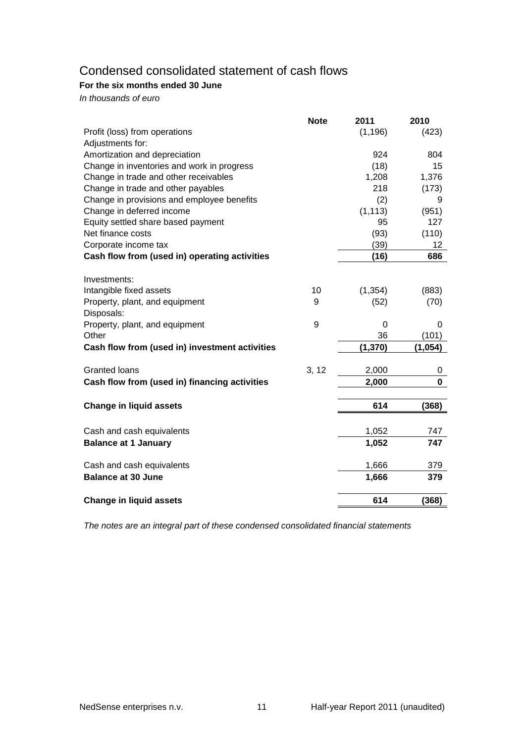# Condensed consolidated statement of cash flows

**For the six months ended 30 June**

*In thousands of euro*

| | Note | 2011 | 2010 |
|---|---|---|---|
| Profit (loss) from operations | | (1,196) | (423) |
| Adjustments for: | | | |
| Amortization and depreciation | | 924 | 804 |
| Change in inventories and work in progress | | (18) | 15 |
| Change in trade and other receivables | | 1,208 | 1,376 |
| Change in trade and other payables | | 218 | (173) |
| Change in provisions and employee benefits | | (2) | 9 |
| Change in deferred income | | (1,113) | (951) |
| Equity settled share based payment | | 95 | 127 |
| Net finance costs | | (93) | (110) |
| Corporate income tax | | (39) | 12 |
| **Cash flow from (used in) operating activities** | | **(16)** | **686** |
| | | | |
| Investments: | | | |
| Intangible fixed assets | 10 | (1,354) | (883) |
| Property, plant, and equipment | 9 | (52) | (70) |
| Disposals: | | | |
| Property, plant, and equipment | 9 | 0 | 0 |
| Other | | 36 | (101) |
| **Cash flow from (used in) investment activities** | | **(1,370)** | **(1,054)** |
| | | | |
| Granted loans | 3, 12 | 2,000 | 0 |
| **Cash flow from (used in) financing activities** | | **2,000** | **0** |
| | | | |
| **Change in liquid assets** | | **614** | **(368)** |
| | | | |
| Cash and cash equivalents | | 1,052 | 747 |
| **Balance at 1 January** | | **1,052** | **747** |
| | | | |
| Cash and cash equivalents | | 1,666 | 379 |
| **Balance at 30 June** | | **1,666** | **379** |
| | | | |
| **Change in liquid assets** | | **614** | **(368)** |

*The notes are an integral part of these condensed consolidated financial statements*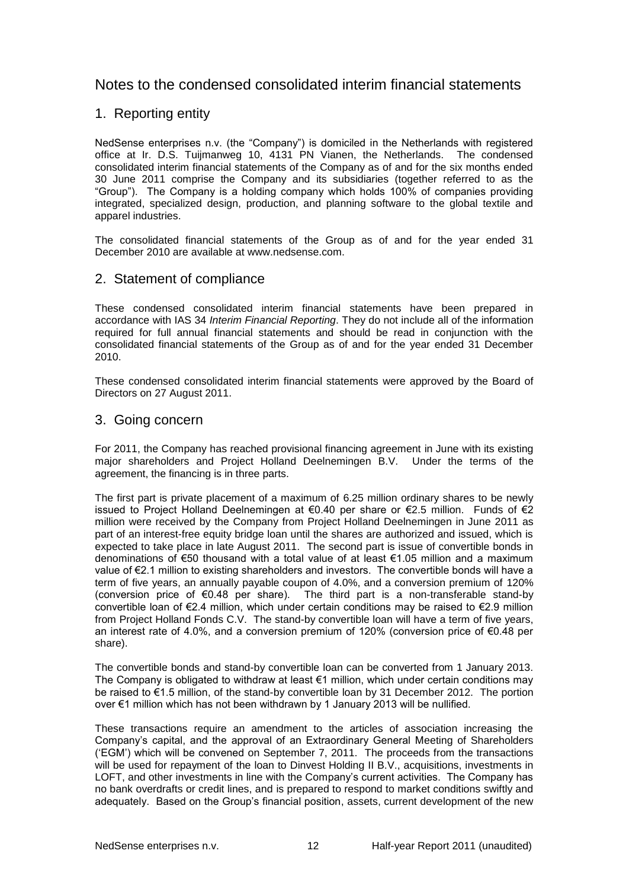# Notes to the condensed consolidated interim financial statements

## 1. Reporting entity

NedSense enterprises n.v. (the "Company") is domiciled in the Netherlands with registered office at Ir. D.S. Tuijmanweg 10, 4131 PN Vianen, the Netherlands. The condensed consolidated interim financial statements of the Company as of and for the six months ended 30 June 2011 comprise the Company and its subsidiaries (together referred to as the "Group"). The Company is a holding company which holds 100% of companies providing integrated, specialized design, production, and planning software to the global textile and apparel industries.

The consolidated financial statements of the Group as of and for the year ended 31 December 2010 are available at www.nedsense.com.

## 2. Statement of compliance

These condensed consolidated interim financial statements have been prepared in accordance with IAS 34 *Interim Financial Reporting*. They do not include all of the information required for full annual financial statements and should be read in conjunction with the consolidated financial statements of the Group as of and for the year ended 31 December 2010.

These condensed consolidated interim financial statements were approved by the Board of Directors on 27 August 2011.

## 3. Going concern

For 2011, the Company has reached provisional financing agreement in June with its existing major shareholders and Project Holland Deelnemingen B.V. Under the terms of the agreement, the financing is in three parts.

The first part is private placement of a maximum of 6.25 million ordinary shares to be newly issued to Project Holland Deelnemingen at €0.40 per share or €2.5 million. Funds of €2 million were received by the Company from Project Holland Deelnemingen in June 2011 as part of an interest-free equity bridge loan until the shares are authorized and issued, which is expected to take place in late August 2011. The second part is issue of convertible bonds in denominations of €50 thousand with a total value of at least €1.05 million and a maximum value of €2.1 million to existing shareholders and investors. The convertible bonds will have a term of five years, an annually payable coupon of 4.0%, and a conversion premium of 120% (conversion price of €0.48 per share). The third part is a non-transferable stand-by convertible loan of €2.4 million, which under certain conditions may be raised to €2.9 million from Project Holland Fonds C.V. The stand-by convertible loan will have a term of five years, an interest rate of 4.0%, and a conversion premium of 120% (conversion price of €0.48 per share).

The convertible bonds and stand-by convertible loan can be converted from 1 January 2013. The Company is obligated to withdraw at least €1 million, which under certain conditions may be raised to €1.5 million, of the stand-by convertible loan by 31 December 2012. The portion over €1 million which has not been withdrawn by 1 January 2013 will be nullified.

These transactions require an amendment to the articles of association increasing the Company's capital, and the approval of an Extraordinary General Meeting of Shareholders ('EGM') which will be convened on September 7, 2011. The proceeds from the transactions will be used for repayment of the loan to Dinvest Holding II B.V., acquisitions, investments in LOFT, and other investments in line with the Company's current activities. The Company has no bank overdrafts or credit lines, and is prepared to respond to market conditions swiftly and adequately. Based on the Group's financial position, assets, current development of the new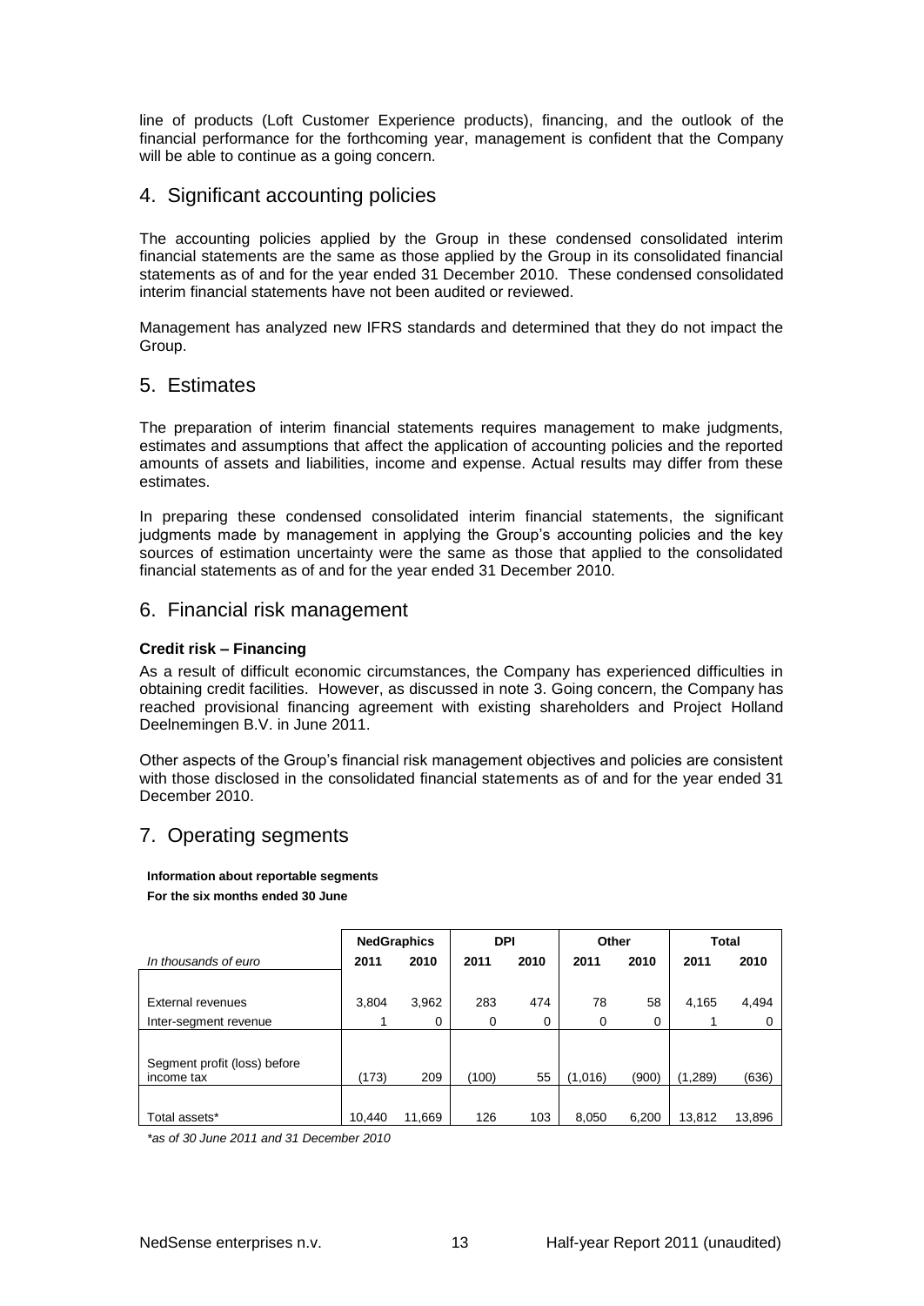line of products (Loft Customer Experience products), financing, and the outlook of the financial performance for the forthcoming year, management is confident that the Company will be able to continue as a going concern.

## 4. Significant accounting policies

The accounting policies applied by the Group in these condensed consolidated interim financial statements are the same as those applied by the Group in its consolidated financial statements as of and for the year ended 31 December 2010. These condensed consolidated interim financial statements have not been audited or reviewed.

Management has analyzed new IFRS standards and determined that they do not impact the Group.

## 5. Estimates

The preparation of interim financial statements requires management to make judgments, estimates and assumptions that affect the application of accounting policies and the reported amounts of assets and liabilities, income and expense. Actual results may differ from these estimates.

In preparing these condensed consolidated interim financial statements, the significant judgments made by management in applying the Group's accounting policies and the key sources of estimation uncertainty were the same as those that applied to the consolidated financial statements as of and for the year ended 31 December 2010.

## 6. Financial risk management

**Credit risk – Financing**

As a result of difficult economic circumstances, the Company has experienced difficulties in obtaining credit facilities. However, as discussed in note 3. Going concern, the Company has reached provisional financing agreement with existing shareholders and Project Holland Deelnemingen B.V. in June 2011.

Other aspects of the Group's financial risk management objectives and policies are consistent with those disclosed in the consolidated financial statements as of and for the year ended 31 December 2010.

## 7. Operating segments

**Information about reportable segments**

**For the six months ended 30 June**

| | **NedGraphics** | | **DPI** | | **Other** | | **Total** | |
|---|---|---|---|---|---|---|---|---|
| *In thousands of euro* | **2011** | **2010** | **2011** | **2010** | **2011** | **2010** | **2011** | **2010** |
| External revenues | 3,804 | 3,962 | 283 | 474 | 78 | 58 | 4,165 | 4,494 |
| Inter-segment revenue | 1 | 0 | 0 | 0 | 0 | 0 | 1 | 0 |
| Segment profit (loss) before income tax | (173) | 209 | (100) | 55 | (1,016) | (900) | (1,289) | (636) |
| Total assets* | 10,440 | 11,669 | 126 | 103 | 8,050 | 6,200 | 13,812 | 13,896 |

*\*as of 30 June 2011 and 31 December 2010*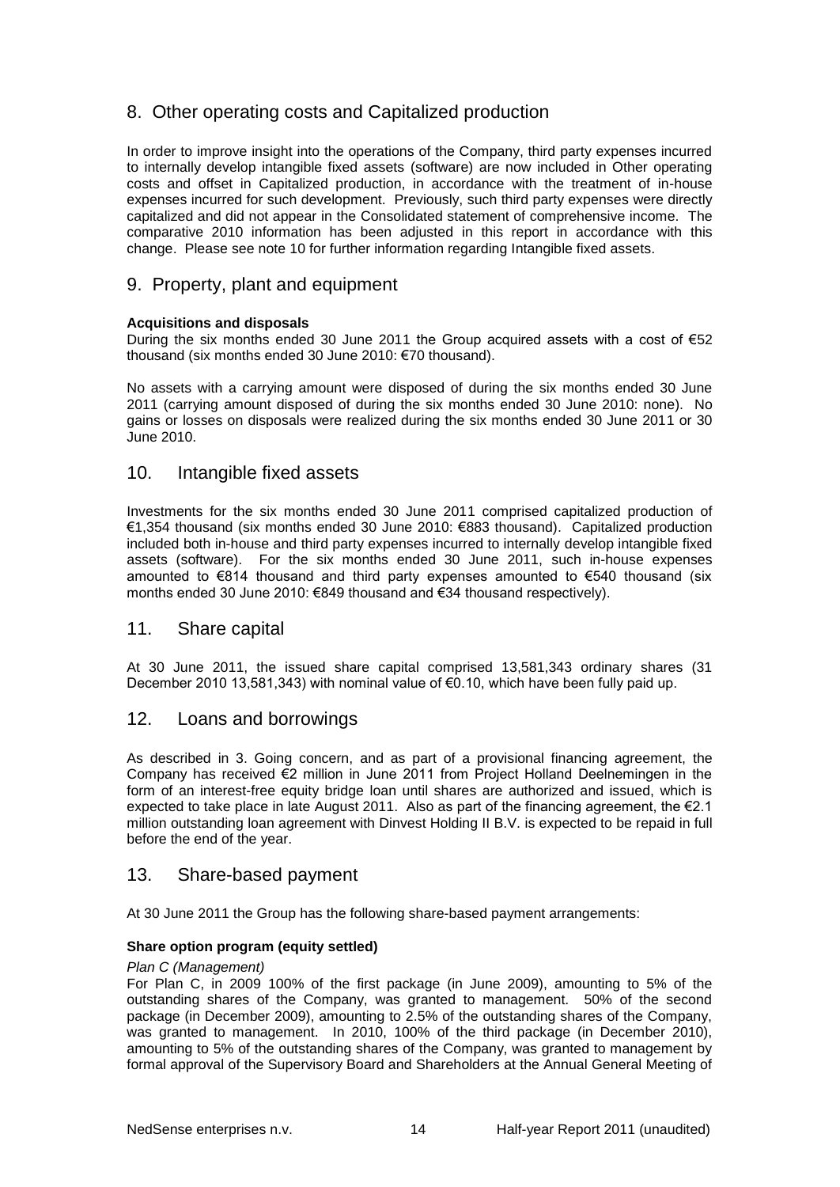## 8. Other operating costs and Capitalized production

In order to improve insight into the operations of the Company, third party expenses incurred to internally develop intangible fixed assets (software) are now included in Other operating costs and offset in Capitalized production, in accordance with the treatment of in-house expenses incurred for such development. Previously, such third party expenses were directly capitalized and did not appear in the Consolidated statement of comprehensive income. The comparative 2010 information has been adjusted in this report in accordance with this change. Please see note 10 for further information regarding Intangible fixed assets.

## 9. Property, plant and equipment

**Acquisitions and disposals**

During the six months ended 30 June 2011 the Group acquired assets with a cost of €52 thousand (six months ended 30 June 2010: €70 thousand).

No assets with a carrying amount were disposed of during the six months ended 30 June 2011 (carrying amount disposed of during the six months ended 30 June 2010: none). No gains or losses on disposals were realized during the six months ended 30 June 2011 or 30 June 2010.

## 10. Intangible fixed assets

Investments for the six months ended 30 June 2011 comprised capitalized production of €1,354 thousand (six months ended 30 June 2010: €883 thousand). Capitalized production included both in-house and third party expenses incurred to internally develop intangible fixed assets (software). For the six months ended 30 June 2011, such in-house expenses amounted to €814 thousand and third party expenses amounted to €540 thousand (six months ended 30 June 2010: €849 thousand and €34 thousand respectively).

## 11. Share capital

At 30 June 2011, the issued share capital comprised 13,581,343 ordinary shares (31 December 2010 13,581,343) with nominal value of €0.10, which have been fully paid up.

## 12. Loans and borrowings

As described in 3. Going concern, and as part of a provisional financing agreement, the Company has received €2 million in June 2011 from Project Holland Deelnemingen in the form of an interest-free equity bridge loan until shares are authorized and issued, which is expected to take place in late August 2011. Also as part of the financing agreement, the €2.1 million outstanding loan agreement with Dinvest Holding II B.V. is expected to be repaid in full before the end of the year.

## 13. Share-based payment

At 30 June 2011 the Group has the following share-based payment arrangements:

**Share option program (equity settled)**

*Plan C (Management)*

For Plan C, in 2009 100% of the first package (in June 2009), amounting to 5% of the outstanding shares of the Company, was granted to management. 50% of the second package (in December 2009), amounting to 2.5% of the outstanding shares of the Company, was granted to management. In 2010, 100% of the third package (in December 2010), amounting to 5% of the outstanding shares of the Company, was granted to management by formal approval of the Supervisory Board and Shareholders at the Annual General Meeting of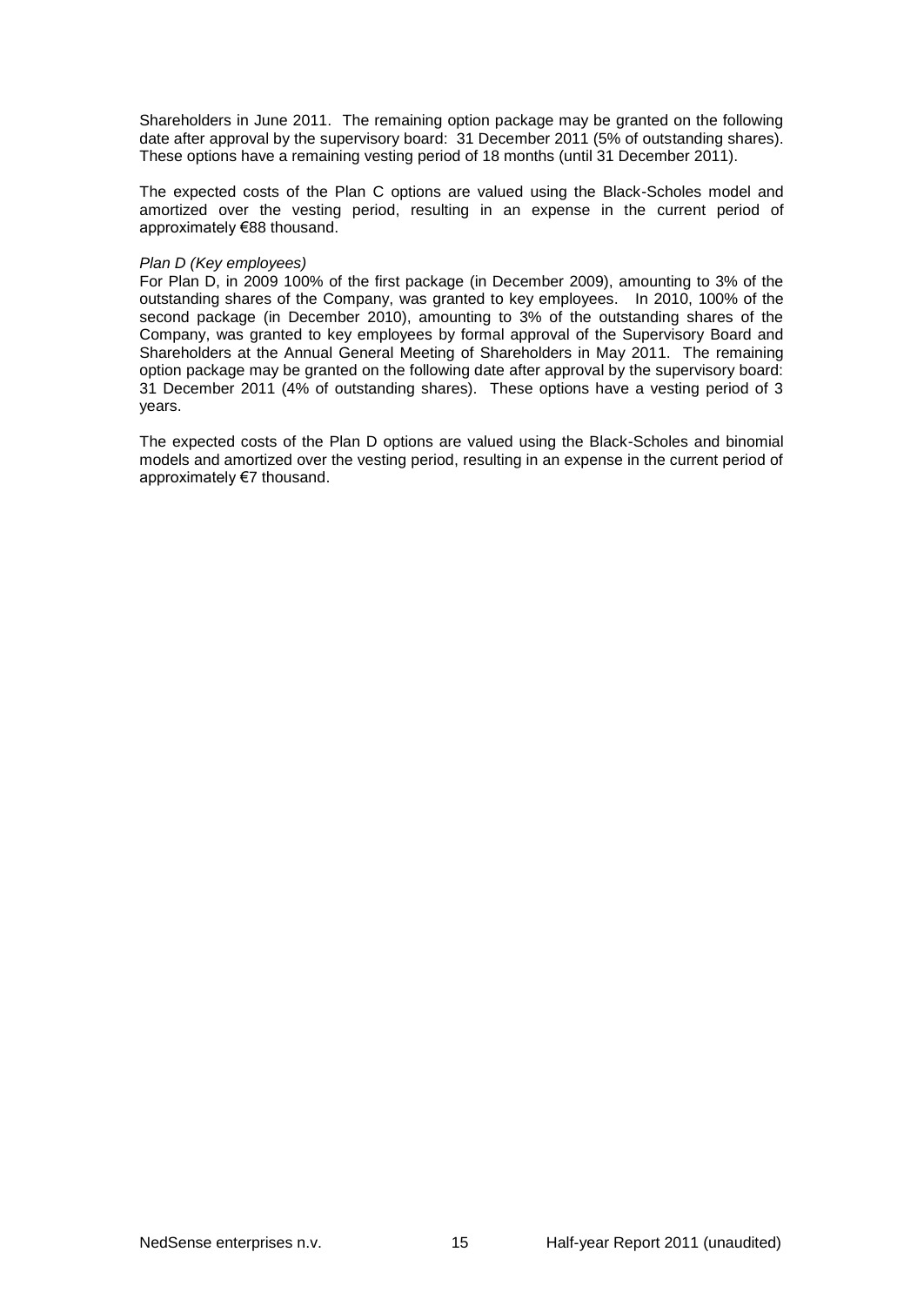Shareholders in June 2011. The remaining option package may be granted on the following date after approval by the supervisory board: 31 December 2011 (5% of outstanding shares). These options have a remaining vesting period of 18 months (until 31 December 2011).

The expected costs of the Plan C options are valued using the Black-Scholes model and amortized over the vesting period, resulting in an expense in the current period of approximately €88 thousand.

*Plan D (Key employees)*

For Plan D, in 2009 100% of the first package (in December 2009), amounting to 3% of the outstanding shares of the Company, was granted to key employees. In 2010, 100% of the second package (in December 2010), amounting to 3% of the outstanding shares of the Company, was granted to key employees by formal approval of the Supervisory Board and Shareholders at the Annual General Meeting of Shareholders in May 2011. The remaining option package may be granted on the following date after approval by the supervisory board: 31 December 2011 (4% of outstanding shares). These options have a vesting period of 3 years.

The expected costs of the Plan D options are valued using the Black-Scholes and binomial models and amortized over the vesting period, resulting in an expense in the current period of approximately €7 thousand.